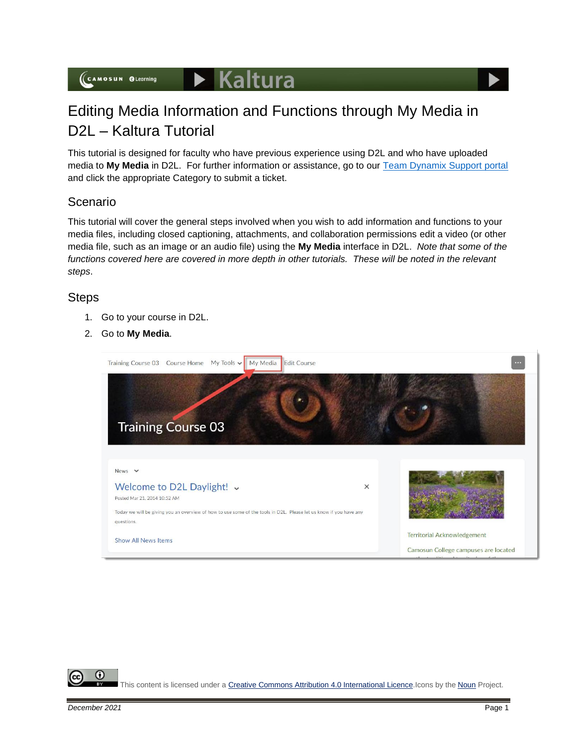# Editing Media Information and Functions through My Media in D2L – Kaltura Tutorial

This tutorial is designed for faculty who have previous experience using D2L and who have uploaded media to **My Media** in D2L. For further information or assistance, go to our [Team Dynamix Support portal] and click the appropriate Category to submit a ticket.

## Scenario

This tutorial will cover the general steps involved when you wish to add information and functions to your media files, including closed captioning, attachments, and collaboration permissions edit a video (or other media file, such as an image or an audio file) using the **My Media** interface in D2L. *Note that some of the functions covered here are covered in more depth in other tutorials. These will be noted in the relevant steps*.

## Steps

1. Go to your course in D2L.
2. Go to **My Media**.

This content is licensed under a Creative Commons Attribution 4.0 International Licence. Icons by the Noun Project.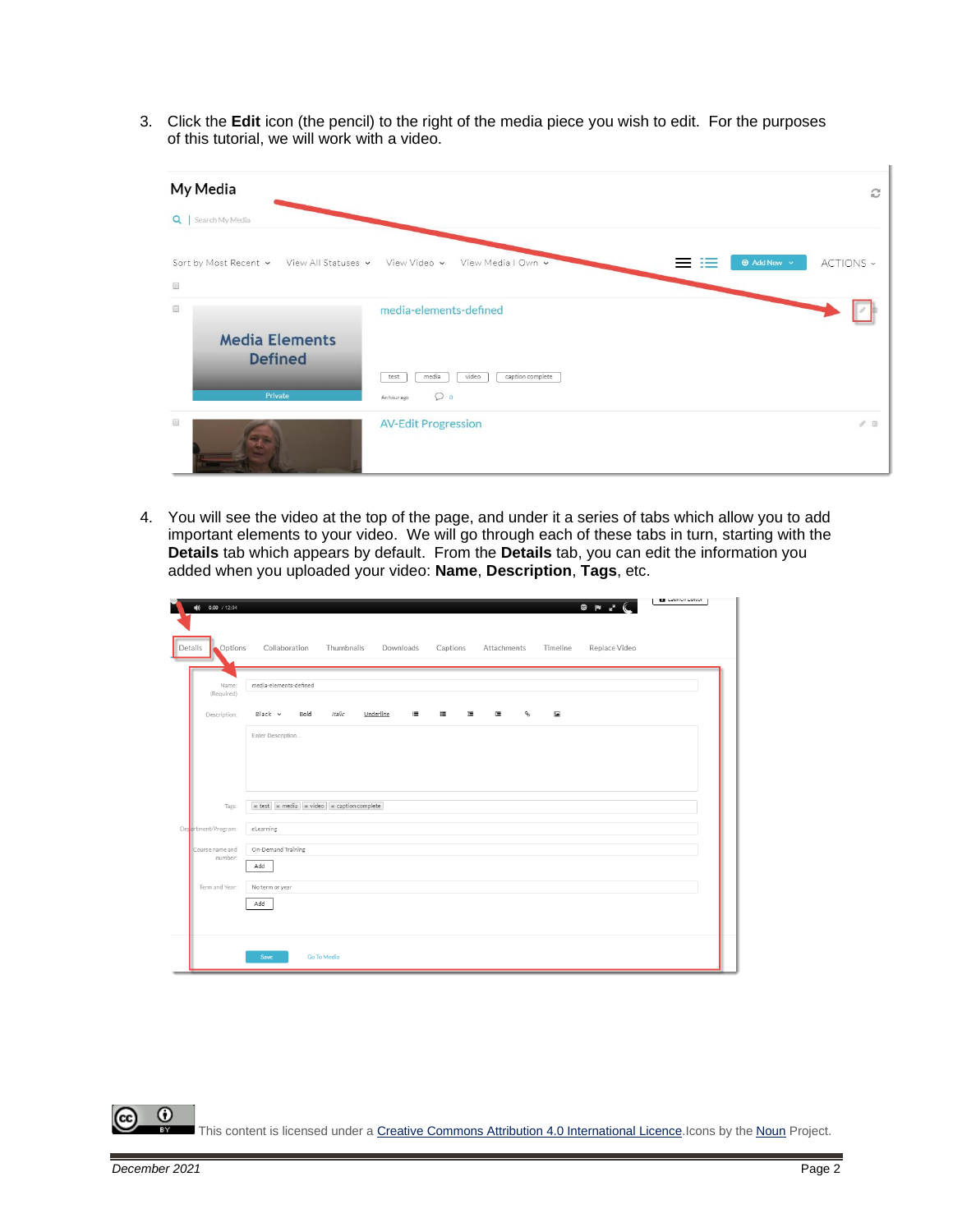3. Click the **Edit** icon (the pencil) to the right of the media piece you wish to edit. For the purposes of this tutorial, we will work with a video.

4. You will see the video at the top of the page, and under it a series of tabs which allow you to add important elements to your video. We will go through each of these tabs in turn, starting with the **Details** tab which appears by default. From the **Details** tab, you can edit the information you added when you uploaded your video: **Name**, **Description**, **Tags**, etc.

This content is licensed under a Creative Commons Attribution 4.0 International Licence. Icons by the Noun Project.

*December 2021*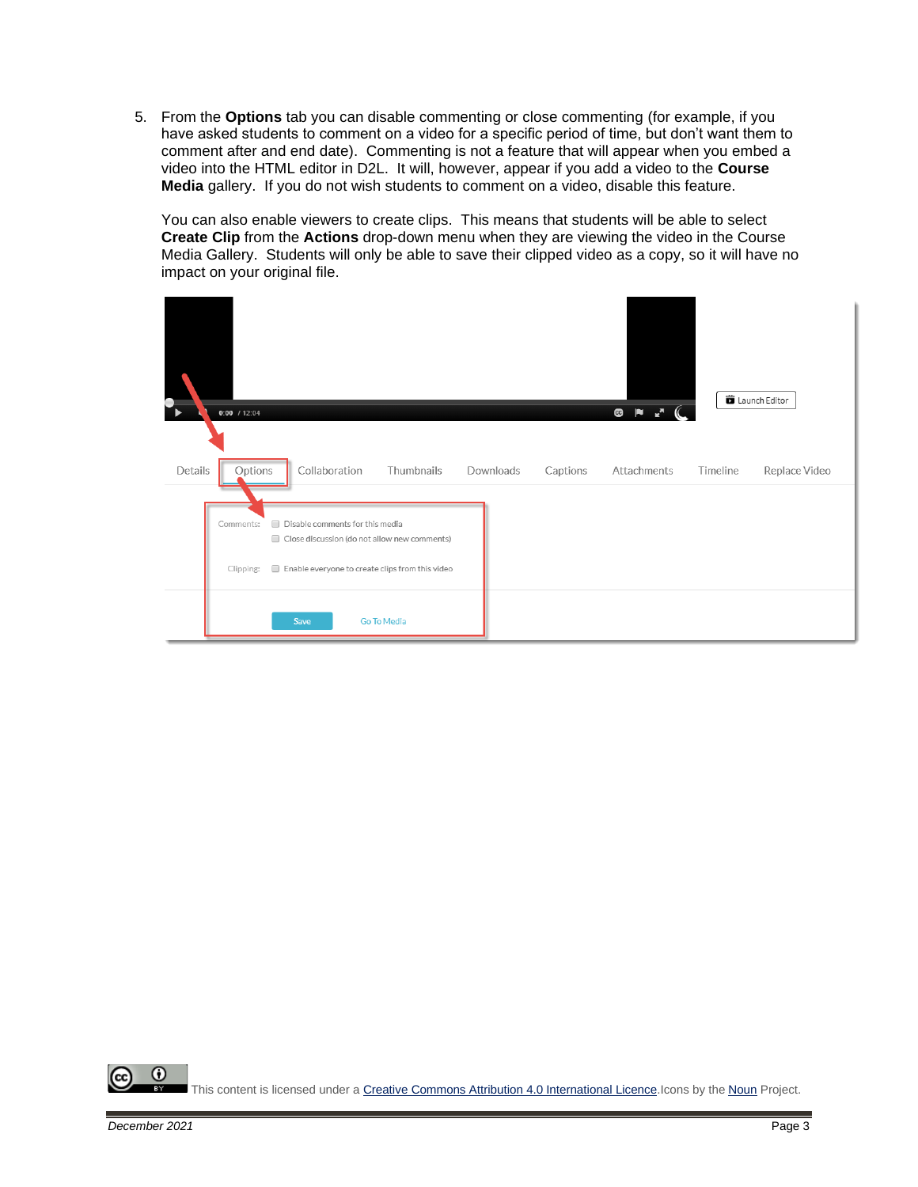5. From the **Options** tab you can disable commenting or close commenting (for example, if you have asked students to comment on a video for a specific period of time, but don't want them to comment after and end date). Commenting is not a feature that will appear when you embed a video into the HTML editor in D2L. It will, however, appear if you add a video to the **Course Media** gallery. If you do not wish students to comment on a video, disable this feature.

   You can also enable viewers to create clips. This means that students will be able to select **Create Clip** from the **Actions** drop-down menu when they are viewing the video in the Course Media Gallery. Students will only be able to save their clipped video as a copy, so it will have no impact on your original file.

This content is licensed under a [Creative Commons Attribution 4.0 International Licence](). Icons by the [Noun]() Project.

*December 2021*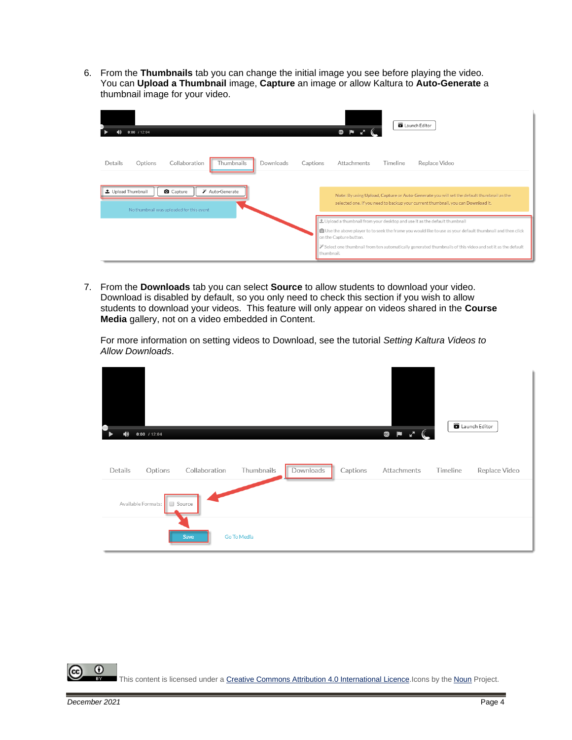6. From the **Thumbnails** tab you can change the initial image you see before playing the video. You can **Upload a Thumbnail** image, **Capture** an image or allow Kaltura to **Auto-Generate** a thumbnail image for your video.

7. From the **Downloads** tab you can select **Source** to allow students to download your video. Download is disabled by default, so you only need to check this section if you wish to allow students to download your videos. This feature will only appear on videos shared in the **Course Media** gallery, not on a video embedded in Content.

   For more information on setting videos to Download, see the tutorial *Setting Kaltura Videos to Allow Downloads*.

This content is licensed under a Creative Commons Attribution 4.0 International Licence. Icons by the Noun Project.

*December 2021*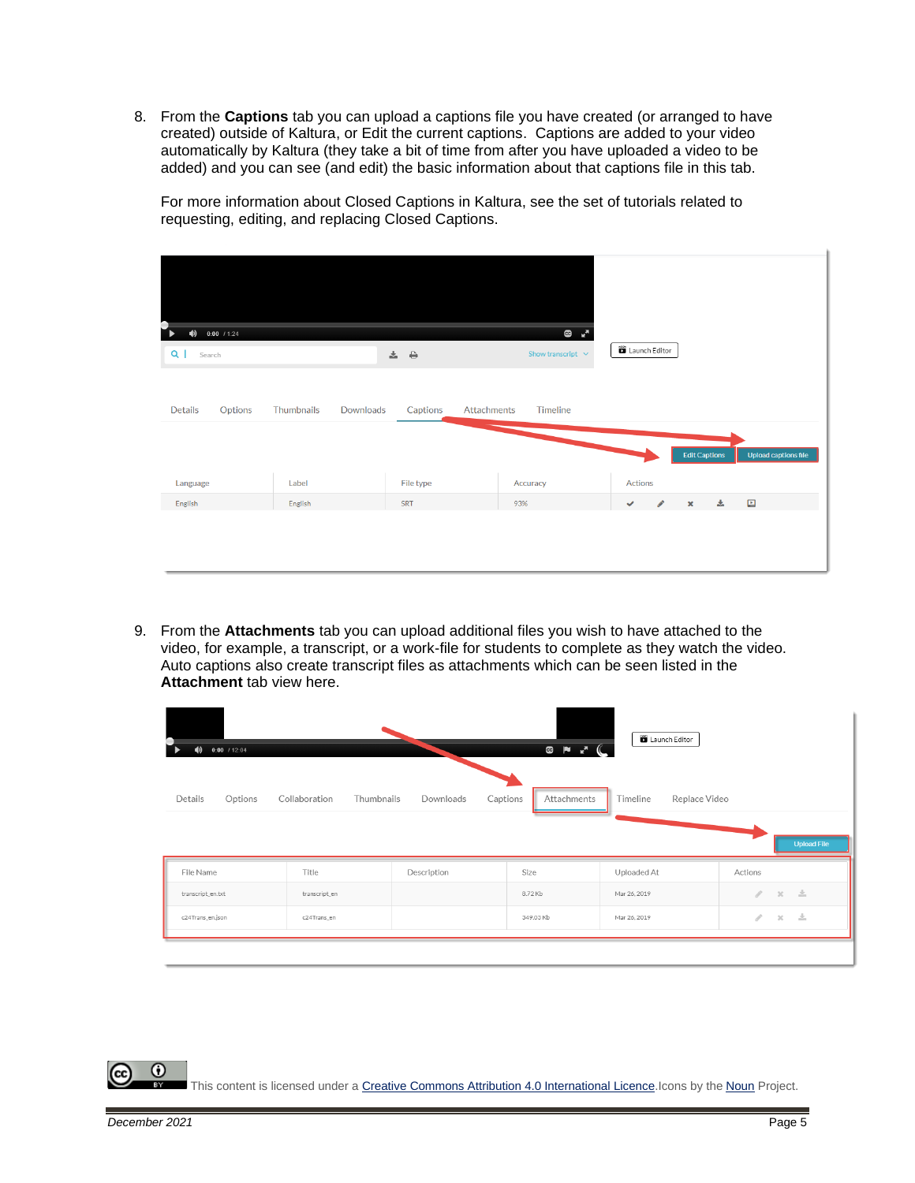8. From the **Captions** tab you can upload a captions file you have created (or arranged to have created) outside of Kaltura, or Edit the current captions. Captions are added to your video automatically by Kaltura (they take a bit of time from after you have uploaded a video to be added) and you can see (and edit) the basic information about that captions file in this tab.

   For more information about Closed Captions in Kaltura, see the set of tutorials related to requesting, editing, and replacing Closed Captions.

9. From the **Attachments** tab you can upload additional files you wish to have attached to the video, for example, a transcript, or a work-file for students to complete as they watch the video. Auto captions also create transcript files as attachments which can be seen listed in the **Attachment** tab view here.

This content is licensed under a Creative Commons Attribution 4.0 International Licence. Icons by the Noun Project.

December 2021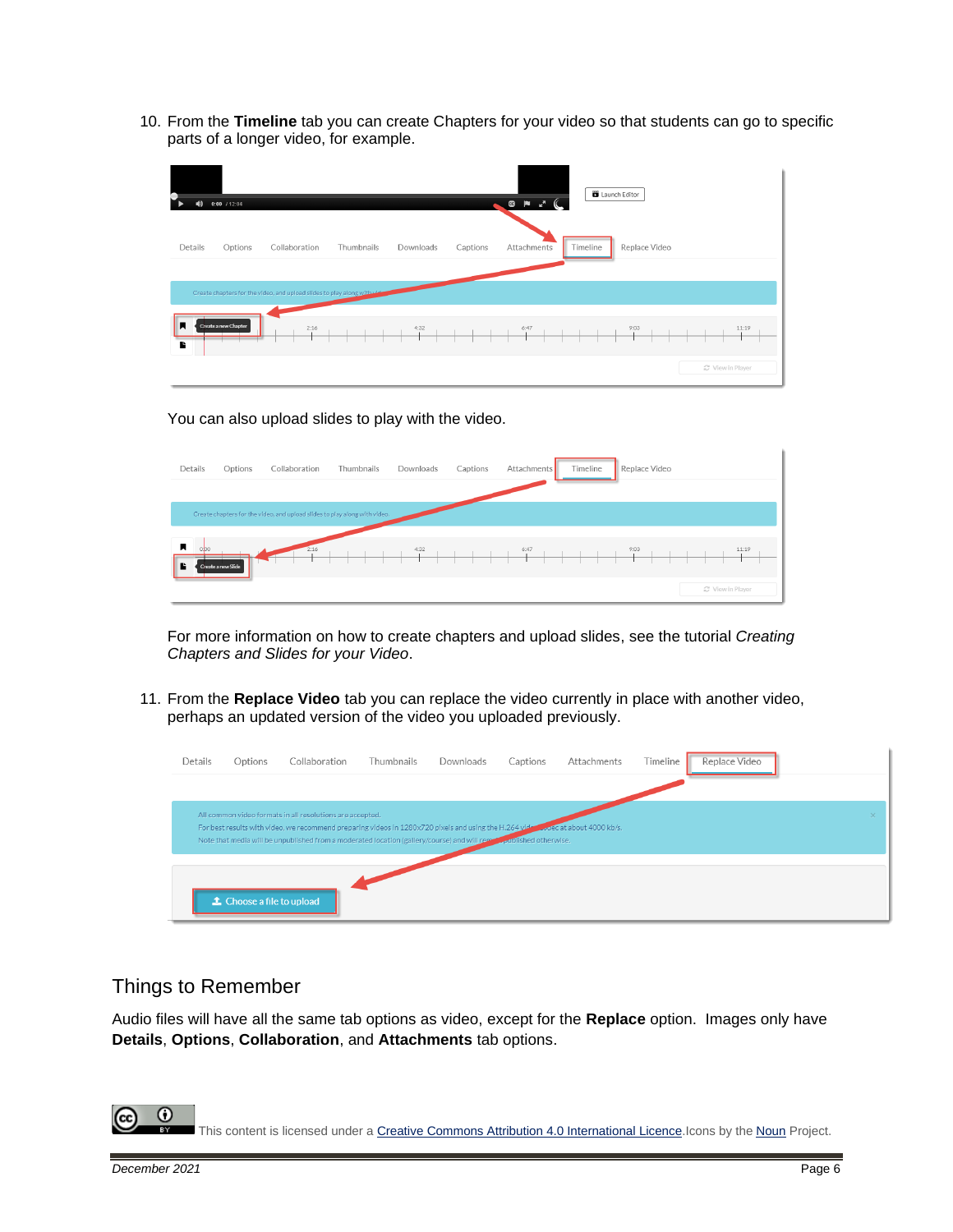10. From the **Timeline** tab you can create Chapters for your video so that students can go to specific parts of a longer video, for example.

    You can also upload slides to play with the video.

    For more information on how to create chapters and upload slides, see the tutorial *Creating Chapters and Slides for your Video*.

11. From the **Replace Video** tab you can replace the video currently in place with another video, perhaps an updated version of the video you uploaded previously.

## Things to Remember

Audio files will have all the same tab options as video, except for the **Replace** option. Images only have **Details**, **Options**, **Collaboration**, and **Attachments** tab options.

This content is licensed under a Creative Commons Attribution 4.0 International Licence. Icons by the Noun Project.

*December 2021*